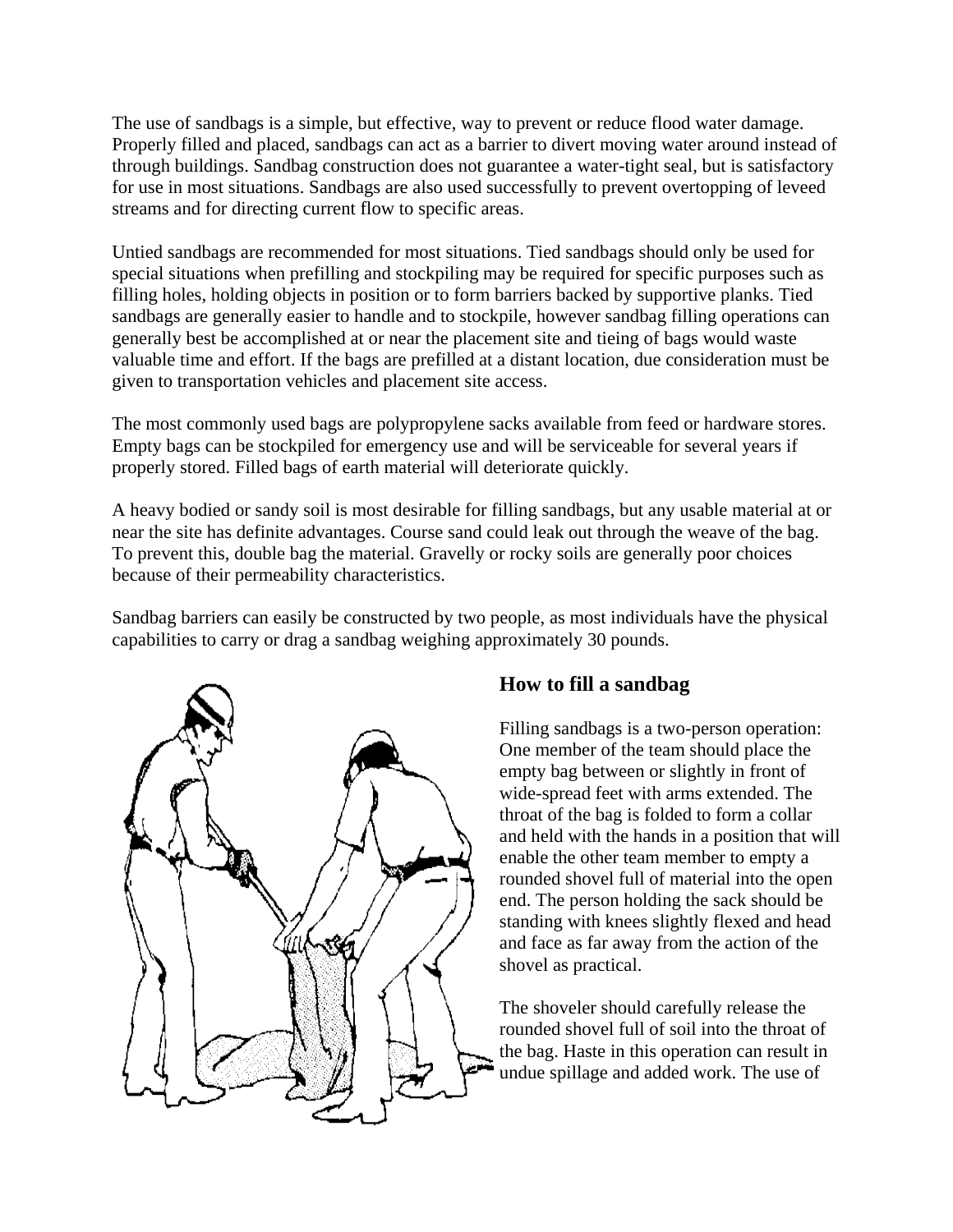The use of sandbags is a simple, but effective, way to prevent or reduce flood water damage. Properly filled and placed, sandbags can act as a barrier to divert moving water around instead of through buildings. Sandbag construction does not guarantee a water-tight seal, but is satisfactory for use in most situations. Sandbags are also used successfully to prevent overtopping of leveed streams and for directing current flow to specific areas.

Untied sandbags are recommended for most situations. Tied sandbags should only be used for special situations when prefilling and stockpiling may be required for specific purposes such as filling holes, holding objects in position or to form barriers backed by supportive planks. Tied sandbags are generally easier to handle and to stockpile, however sandbag filling operations can generally best be accomplished at or near the placement site and tieing of bags would waste valuable time and effort. If the bags are prefilled at a distant location, due consideration must be given to transportation vehicles and placement site access.

The most commonly used bags are polypropylene sacks available from feed or hardware stores. Empty bags can be stockpiled for emergency use and will be serviceable for several years if properly stored. Filled bags of earth material will deteriorate quickly.

A heavy bodied or sandy soil is most desirable for filling sandbags, but any usable material at or near the site has definite advantages. Course sand could leak out through the weave of the bag. To prevent this, double bag the material. Gravelly or rocky soils are generally poor choices because of their permeability characteristics.

Sandbag barriers can easily be constructed by two people, as most individuals have the physical capabilities to carry or drag a sandbag weighing approximately 30 pounds.

## How to fill a sandbag

Filling sandbags is a two-person operation: One member of the team should place the empty bag between or slightly in front of wide-spread feet with arms extended. The throat of the bag is folded to form a collar and held with the hands in a position that will enable the other team member to empty a rounded shovel full of material into the open end. The person holding the sack should be standing with knees slightly flexed and head and face as far away from the action of the shovel as practical.

The shoveler should carefully release the rounded shovel full of soil into the throat of the bag. Haste in this operation can result in undue spillage and added work. The use of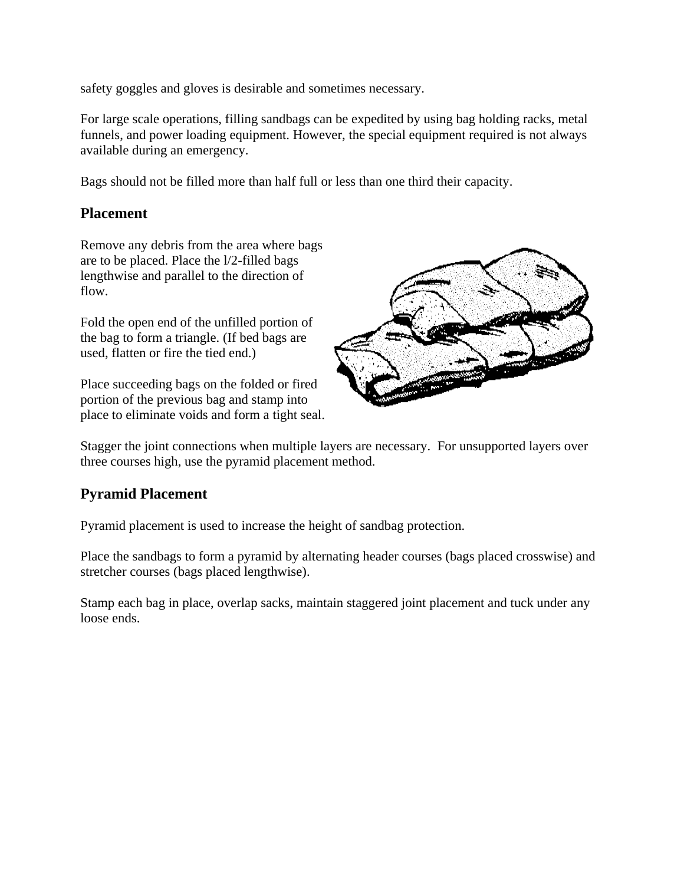safety goggles and gloves is desirable and sometimes necessary.

For large scale operations, filling sandbags can be expedited by using bag holding racks, metal funnels, and power loading equipment. However, the special equipment required is not always available during an emergency.

Bags should not be filled more than half full or less than one third their capacity.

## Placement

Remove any debris from the area where bags are to be placed. Place the l/2-filled bags lengthwise and parallel to the direction of flow.

Fold the open end of the unfilled portion of the bag to form a triangle. (If bed bags are used, flatten or fire the tied end.)

Place succeeding bags on the folded or fired portion of the previous bag and stamp into place to eliminate voids and form a tight seal.

Stagger the joint connections when multiple layers are necessary. For unsupported layers over three courses high, use the pyramid placement method.

## Pyramid Placement

Pyramid placement is used to increase the height of sandbag protection.

Place the sandbags to form a pyramid by alternating header courses (bags placed crosswise) and stretcher courses (bags placed lengthwise).

Stamp each bag in place, overlap sacks, maintain staggered joint placement and tuck under any loose ends.